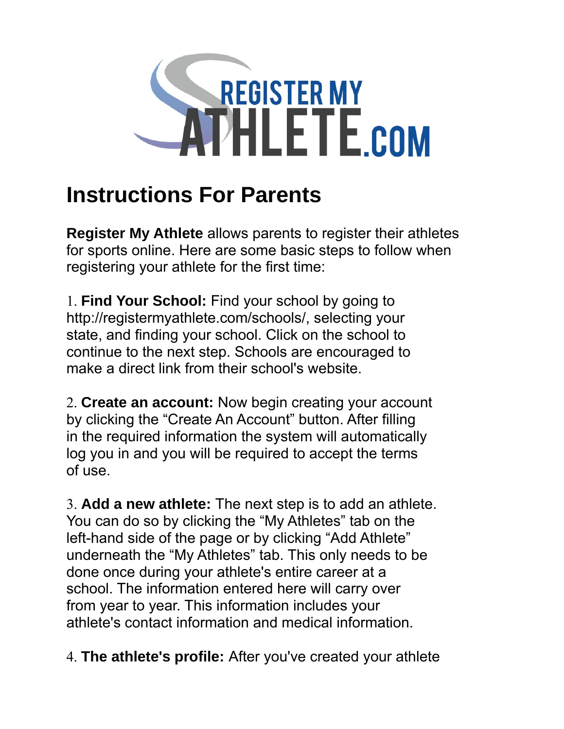# Instructions For Parents

**Register My Athlete** allows parents to register their athletes for sports online. Here are some basic steps to follow when registering your athlete for the first time:

1. **Find Your School:** Find your school by going to http://registermyathlete.com/schools/, selecting your state, and finding your school. Click on the school to continue to the next step. Schools are encouraged to make a direct link from their school's website.

2. **Create an account:** Now begin creating your account by clicking the "Create An Account" button. After filling in the required information the system will automatically log you in and you will be required to accept the terms of use.

3. **Add a new athlete:** The next step is to add an athlete. You can do so by clicking the "My Athletes" tab on the left-hand side of the page or by clicking "Add Athlete" underneath the "My Athletes" tab. This only needs to be done once during your athlete's entire career at a school. The information entered here will carry over from year to year. This information includes your athlete's contact information and medical information.

4. **The athlete's profile:** After you've created your athlete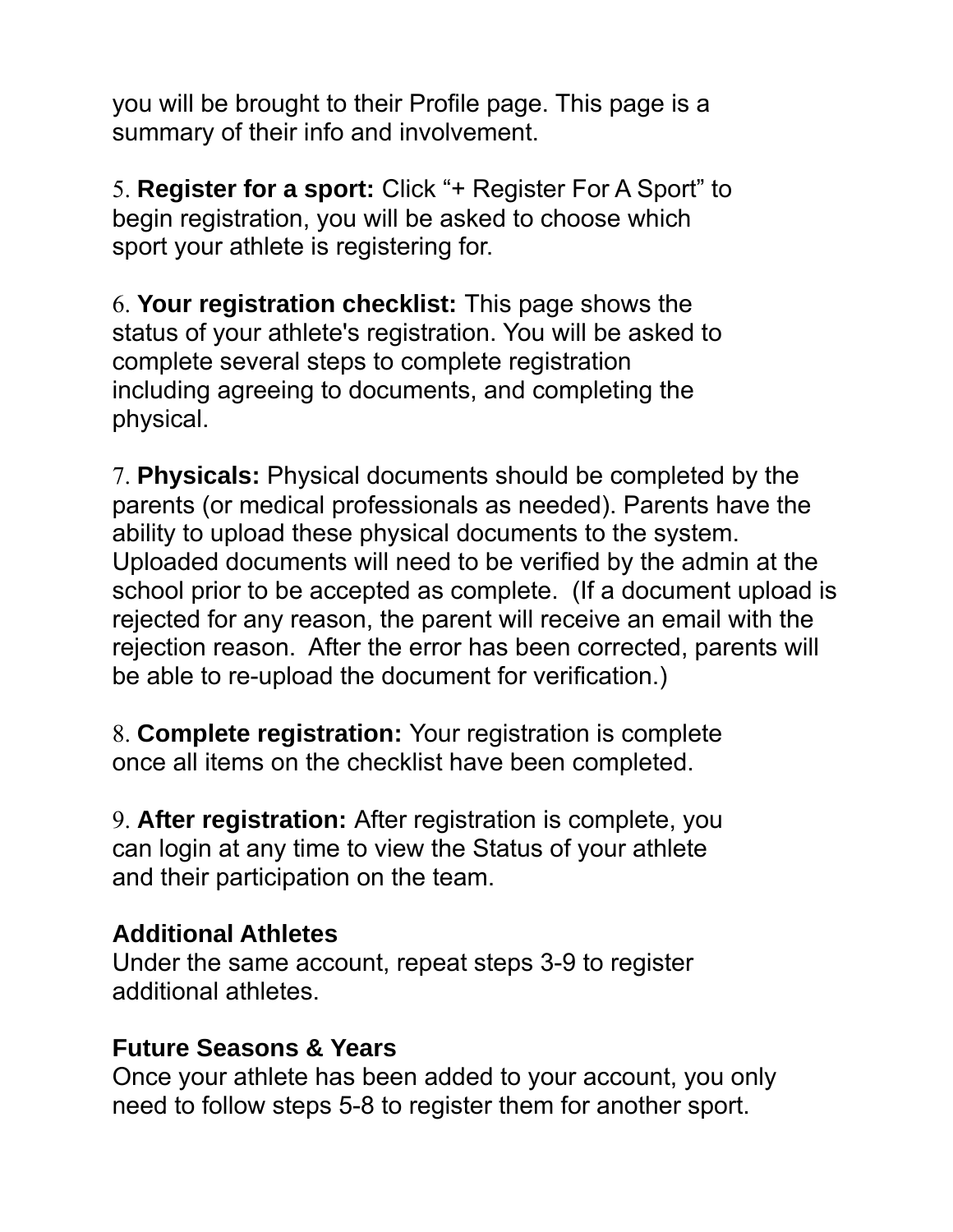you will be brought to their Profile page. This page is a summary of their info and involvement.

5. **Register for a sport:** Click "+ Register For A Sport" to begin registration, you will be asked to choose which sport your athlete is registering for.

6. **Your registration checklist:** This page shows the status of your athlete's registration. You will be asked to complete several steps to complete registration including agreeing to documents, and completing the physical.

7. **Physicals:** Physical documents should be completed by the parents (or medical professionals as needed). Parents have the ability to upload these physical documents to the system. Uploaded documents will need to be verified by the admin at the school prior to be accepted as complete. (If a document upload is rejected for any reason, the parent will receive an email with the rejection reason. After the error has been corrected, parents will be able to re-upload the document for verification.)

8. **Complete registration:** Your registration is complete once all items on the checklist have been completed.

9. **After registration:** After registration is complete, you can login at any time to view the Status of your athlete and their participation on the team.

**Additional Athletes**

Under the same account, repeat steps 3-9 to register additional athletes.

**Future Seasons & Years**

Once your athlete has been added to your account, you only need to follow steps 5-8 to register them for another sport.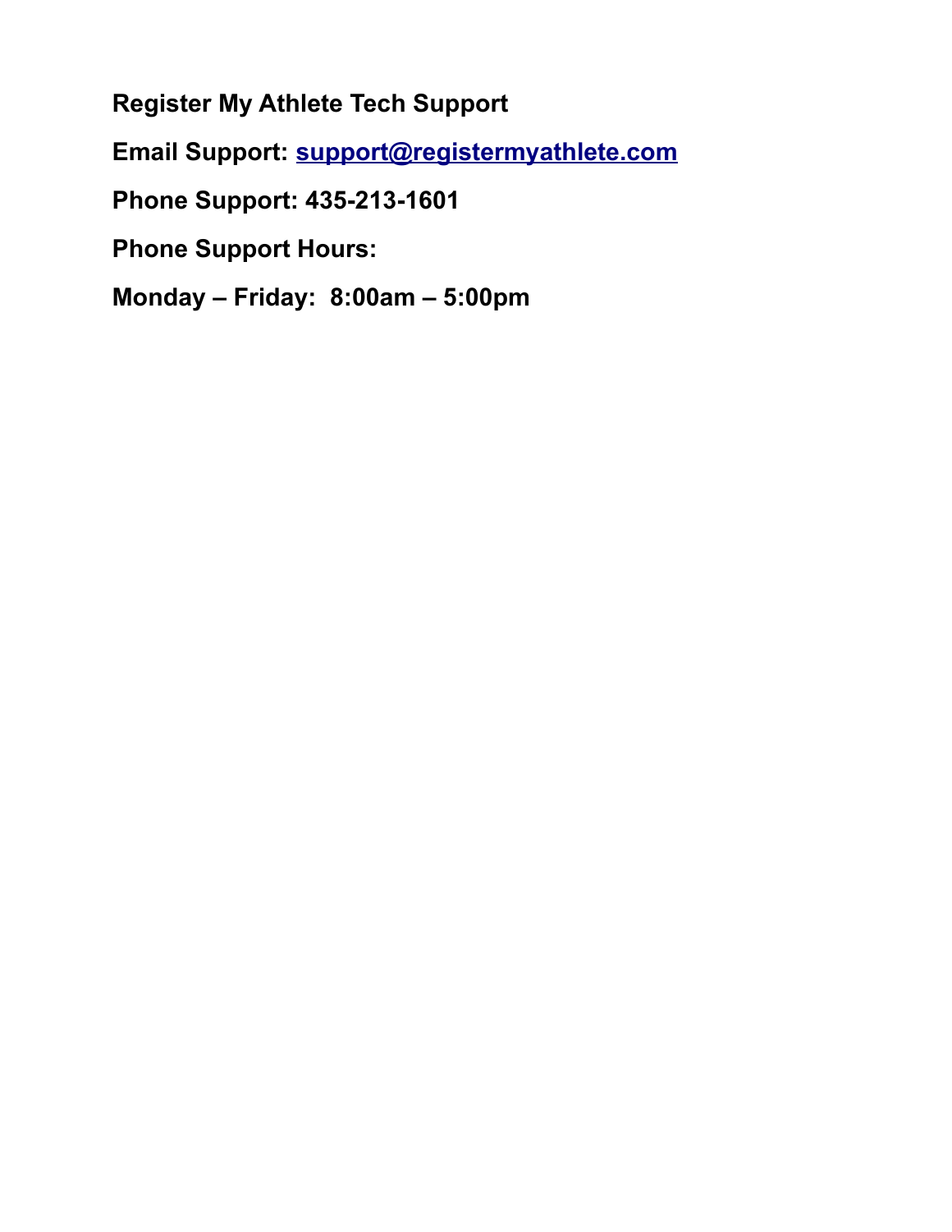**Register My Athlete Tech Support**

**Email Support: [support@registermyathlete.com](mailto:support@registermyathlete.com)**

**Phone Support: 435-213-1601**

**Phone Support Hours:**

**Monday – Friday: 8:00am – 5:00pm**